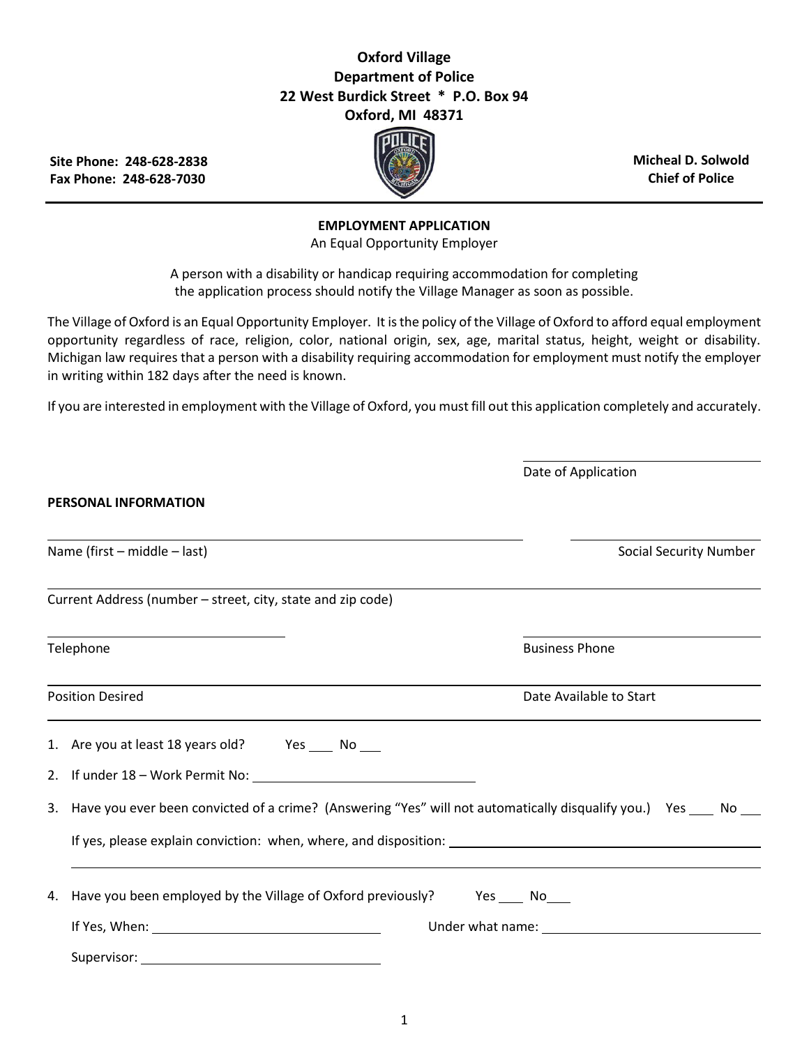**Oxford Village**
**Department of Police**
**22 West Burdick Street * P.O. Box 94**
**Oxford, MI 48371**

**Site Phone: 248-628-2838**
**Fax Phone: 248-628-7030**

**Micheal D. Solwold**
**Chief of Police**

---

## EMPLOYMENT APPLICATION

An Equal Opportunity Employer

A person with a disability or handicap requiring accommodation for completing the application process should notify the Village Manager as soon as possible.

The Village of Oxford is an Equal Opportunity Employer. It is the policy of the Village of Oxford to afford equal employment opportunity regardless of race, religion, color, national origin, sex, age, marital status, height, weight or disability. Michigan law requires that a person with a disability requiring accommodation for employment must notify the employer in writing within 182 days after the need is known.

If you are interested in employment with the Village of Oxford, you must fill out this application completely and accurately.

______________________________
Date of Application

**PERSONAL INFORMATION**

______________________________________________ ______________________
Name (first – middle – last) Social Security Number

______________________________________________________________________
Current Address (number – street, city, state and zip code)

______________________ ______________________
Telephone Business Phone

______________________________________________________________________
Position Desired Date Available to Start

1. Are you at least 18 years old? Yes ____ No ____
2. If under 18 – Work Permit No: ______________________________
3. Have you ever been convicted of a crime? (Answering "Yes" will not automatically disqualify you.) Yes ____ No ____

   If yes, please explain conviction: when, where, and disposition: ______________________________

   ______________________________________________________________________

4. Have you been employed by the Village of Oxford previously? Yes ____ No ____

   If Yes, When: ______________________ Under what name: ______________________

   Supervisor: ______________________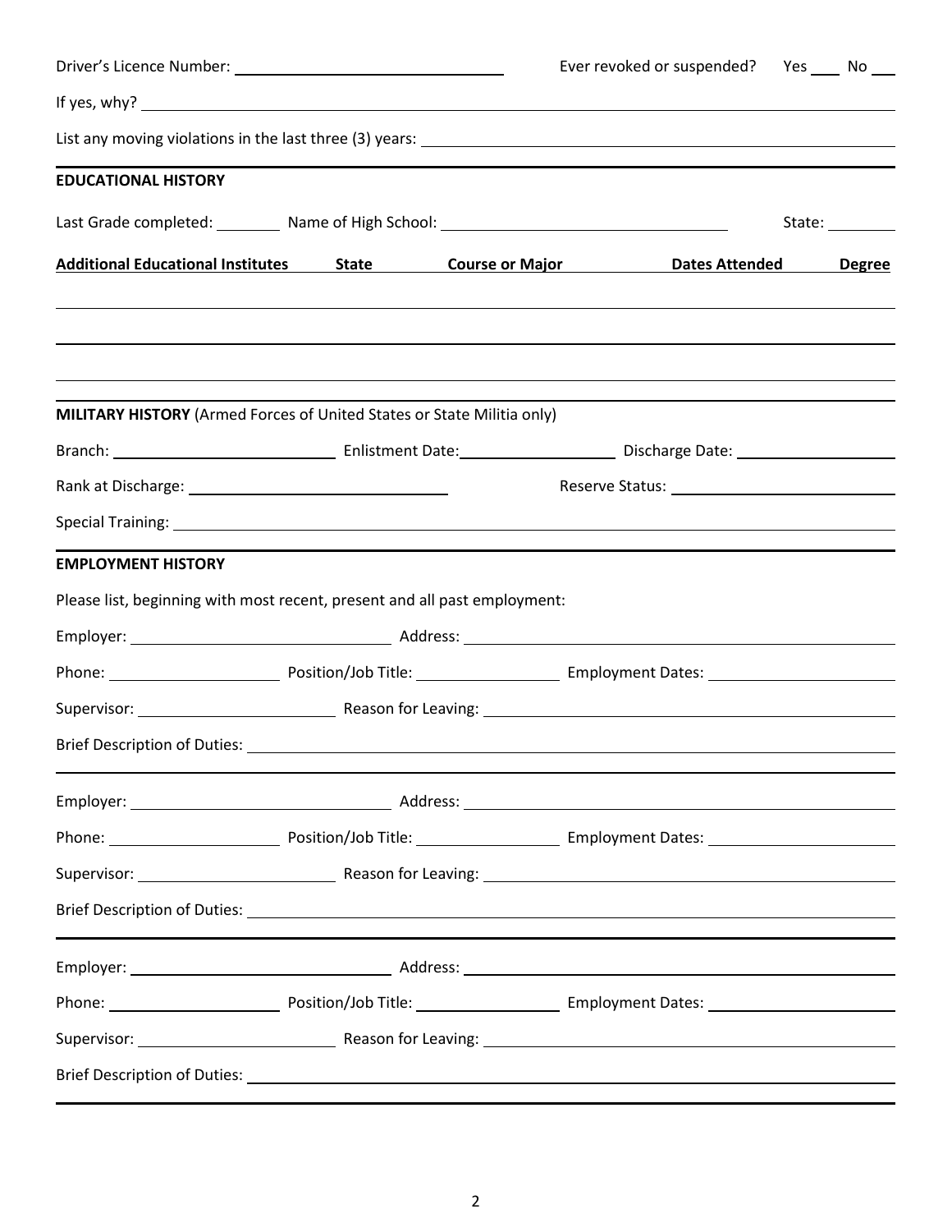Driver's Licence Number: ______________________________ Ever revoked or suspended? Yes ____ No ___

If yes, why? ______________________________________________________________________________

List any moving violations in the last three (3) years: _____________________________________________

## EDUCATIONAL HISTORY

Last Grade completed: ________ Name of High School: ________________________________ State: ________

| Additional Educational Institutes | State | Course or Major | Dates Attended | Degree |
|---|---|---|---|---|
| | | | | |
| | | | | |
| | | | | |

## MILITARY HISTORY (Armed Forces of United States or State Militia only)

Branch: ________________________ Enlistment Date: __________________ Discharge Date: __________________

Rank at Discharge: ______________________________ Reserve Status: __________________________

Special Training: ______________________________________________________________________________

## EMPLOYMENT HISTORY

Please list, beginning with most recent, present and all past employment:

Employer: ______________________________ Address: ____________________________________________

Phone: ____________________ Position/Job Title: ________________ Employment Dates: ____________________

Supervisor: ______________________ Reason for Leaving: ____________________________________________

Brief Description of Duties: ________________________________________________________________

Employer: ______________________________ Address: ____________________________________________

Phone: ____________________ Position/Job Title: ________________ Employment Dates: ____________________

Supervisor: ______________________ Reason for Leaving: ____________________________________________

Brief Description of Duties: ________________________________________________________________

Employer: ______________________________ Address: ____________________________________________

Phone: ____________________ Position/Job Title: ________________ Employment Dates: ____________________

Supervisor: ______________________ Reason for Leaving: ____________________________________________

Brief Description of Duties: ________________________________________________________________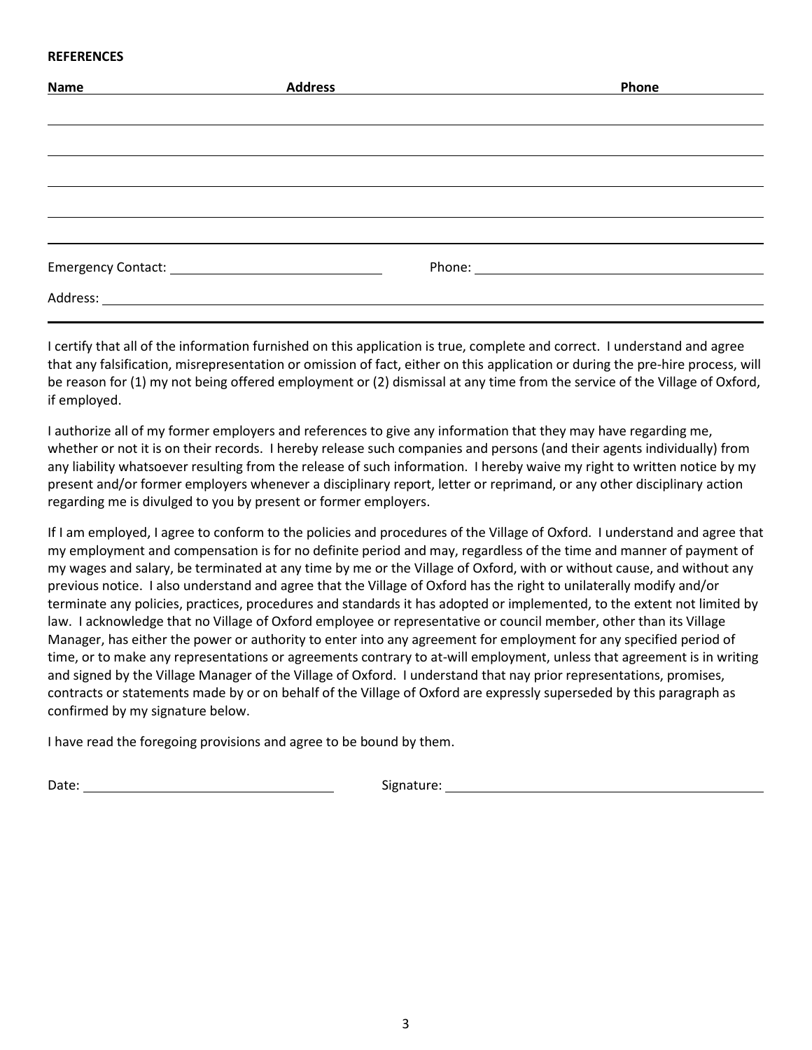**REFERENCES**

| Name | Address | Phone |
| --- | --- | --- |
| | | |
| | | |
| | | |
| | | |

Emergency Contact: ______________________________ Phone: ________________________________________

Address: ________________________________________________________________________________

I certify that all of the information furnished on this application is true, complete and correct. I understand and agree that any falsification, misrepresentation or omission of fact, either on this application or during the pre-hire process, will be reason for (1) my not being offered employment or (2) dismissal at any time from the service of the Village of Oxford, if employed.

I authorize all of my former employers and references to give any information that they may have regarding me, whether or not it is on their records. I hereby release such companies and persons (and their agents individually) from any liability whatsoever resulting from the release of such information. I hereby waive my right to written notice by my present and/or former employers whenever a disciplinary report, letter or reprimand, or any other disciplinary action regarding me is divulged to you by present or former employers.

If I am employed, I agree to conform to the policies and procedures of the Village of Oxford. I understand and agree that my employment and compensation is for no definite period and may, regardless of the time and manner of payment of my wages and salary, be terminated at any time by me or the Village of Oxford, with or without cause, and without any previous notice. I also understand and agree that the Village of Oxford has the right to unilaterally modify and/or terminate any policies, practices, procedures and standards it has adopted or implemented, to the extent not limited by law. I acknowledge that no Village of Oxford employee or representative or council member, other than its Village Manager, has either the power or authority to enter into any agreement for employment for any specified period of time, or to make any representations or agreements contrary to at-will employment, unless that agreement is in writing and signed by the Village Manager of the Village of Oxford. I understand that nay prior representations, promises, contracts or statements made by or on behalf of the Village of Oxford are expressly superseded by this paragraph as confirmed by my signature below.

I have read the foregoing provisions and agree to be bound by them.

Date: ______________________________ Signature: ________________________________________